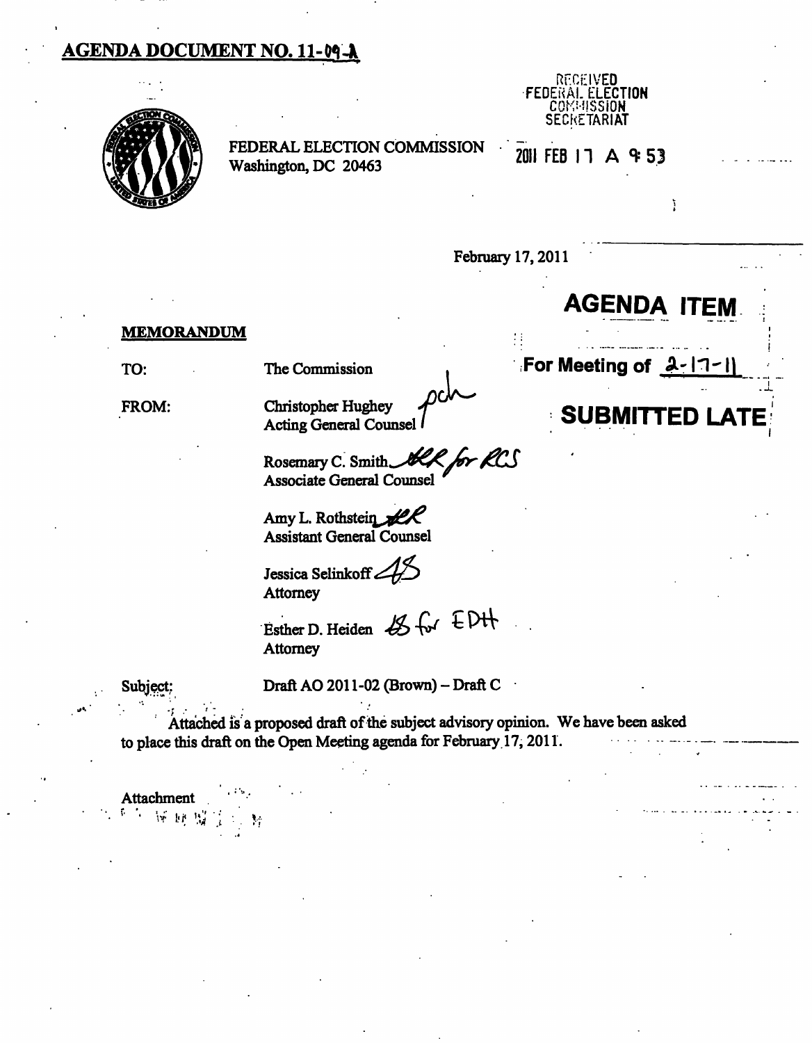**AGENDA DOCUMENT NO. 11-09-A**

RECEIVED
FEDERAL ELECTION
COMMISSION
SECRETARIAT

FEDERAL ELECTION COMMISSION
Washington, DC 20463

2011 FEB 17 A 9:53

February 17, 2011

**AGENDA ITEM**

**For Meeting of 2-17-11**

**SUBMITTED LATE**

**MEMORANDUM**

TO: The Commission

FROM: Christopher Hughey
Acting General Counsel

Rosemary C. Smith
Associate General Counsel

Amy L. Rothstein
Assistant General Counsel

Jessica Selinkoff
Attorney

Esther D. Heiden
Attorney

Subject: Draft AO 2011-02 (Brown) – Draft C

Attached is a proposed draft of the subject advisory opinion. We have been asked to place this draft on the Open Meeting agenda for February 17, 2011.

Attachment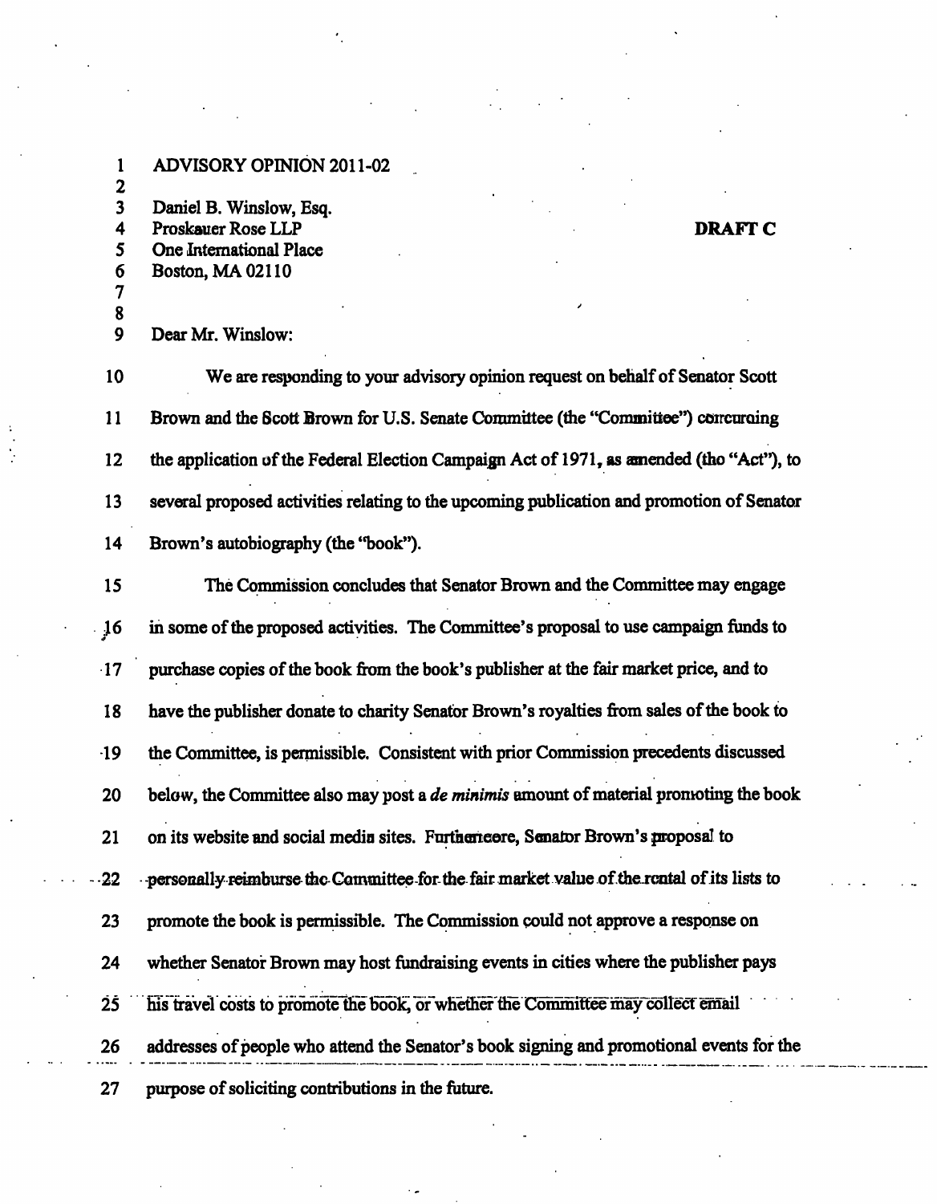ADVISORY OPINION 2011-02

Daniel B. Winslow, Esq.
Proskauer Rose LLP
One International Place
Boston, MA 02110

**DRAFT C**

Dear Mr. Winslow:

We are responding to your advisory opinion request on behalf of Senator Scott Brown and the Scott Brown for U.S. Senate Committee (the "Committee") concerning the application of the Federal Election Campaign Act of 1971, as amended (the "Act"), to several proposed activities relating to the upcoming publication and promotion of Senator Brown's autobiography (the "book").

The Commission concludes that Senator Brown and the Committee may engage in some of the proposed activities. The Committee's proposal to use campaign funds to purchase copies of the book from the book's publisher at the fair market price, and to have the publisher donate to charity Senator Brown's royalties from sales of the book to the Committee, is permissible. Consistent with prior Commission precedents discussed below, the Committee also may post a *de minimis* amount of material promoting the book on its website and social media sites. Furthermore, Senator Brown's proposal to personally reimburse the Committee for the fair market value of the rental of its lists to promote the book is permissible. The Commission could not approve a response on whether Senator Brown may host fundraising events in cities where the publisher pays his travel costs to promote the book, or whether the Committee may collect email addresses of people who attend the Senator's book signing and promotional events for the purpose of soliciting contributions in the future.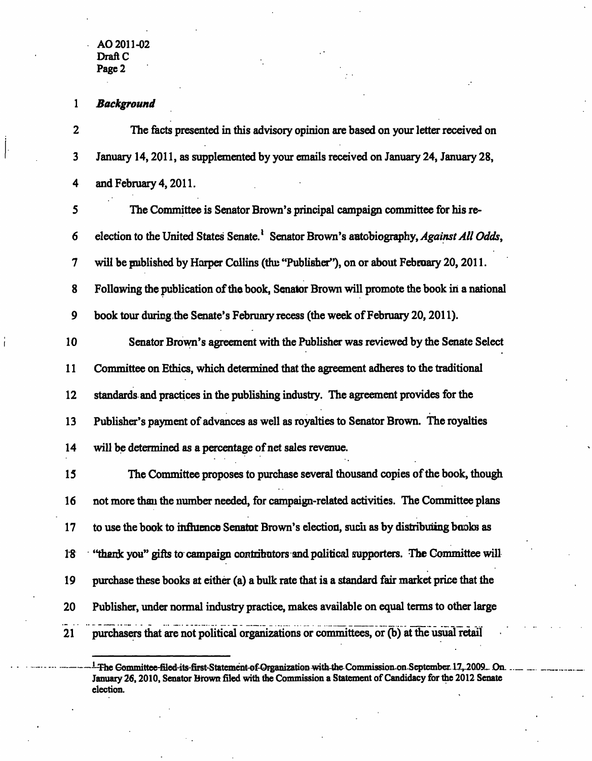### *Background*

The facts presented in this advisory opinion are based on your letter received on January 14, 2011, as supplemented by your emails received on January 24, January 28, and February 4, 2011.

The Committee is Senator Brown's principal campaign committee for his re-election to the United States Senate.[1] Senator Brown's autobiography, *Against All Odds*, will be published by Harper Collins (the "Publisher"), on or about February 20, 2011. Following the publication of the book, Senator Brown will promote the book in a national book tour during the Senate's February recess (the week of February 20, 2011).

Senator Brown's agreement with the Publisher was reviewed by the Senate Select Committee on Ethics, which determined that the agreement adheres to the traditional standards and practices in the publishing industry. The agreement provides for the Publisher's payment of advances as well as royalties to Senator Brown. The royalties will be determined as a percentage of net sales revenue.

The Committee proposes to purchase several thousand copies of the book, though not more than the number needed, for campaign-related activities. The Committee plans to use the book to influence Senator Brown's election, such as by distributing books as "thank you" gifts to campaign contributors and political supporters. The Committee will purchase these books at either (a) a bulk rate that is a standard fair market price that the Publisher, under normal industry practice, makes available on equal terms to other large purchasers that are not political organizations or committees, or (b) at the usual retail

---

[1] The Committee filed its first Statement of Organization with the Commission on September 17, 2009. On January 26, 2010, Senator Brown filed with the Commission a Statement of Candidacy for the 2012 Senate election.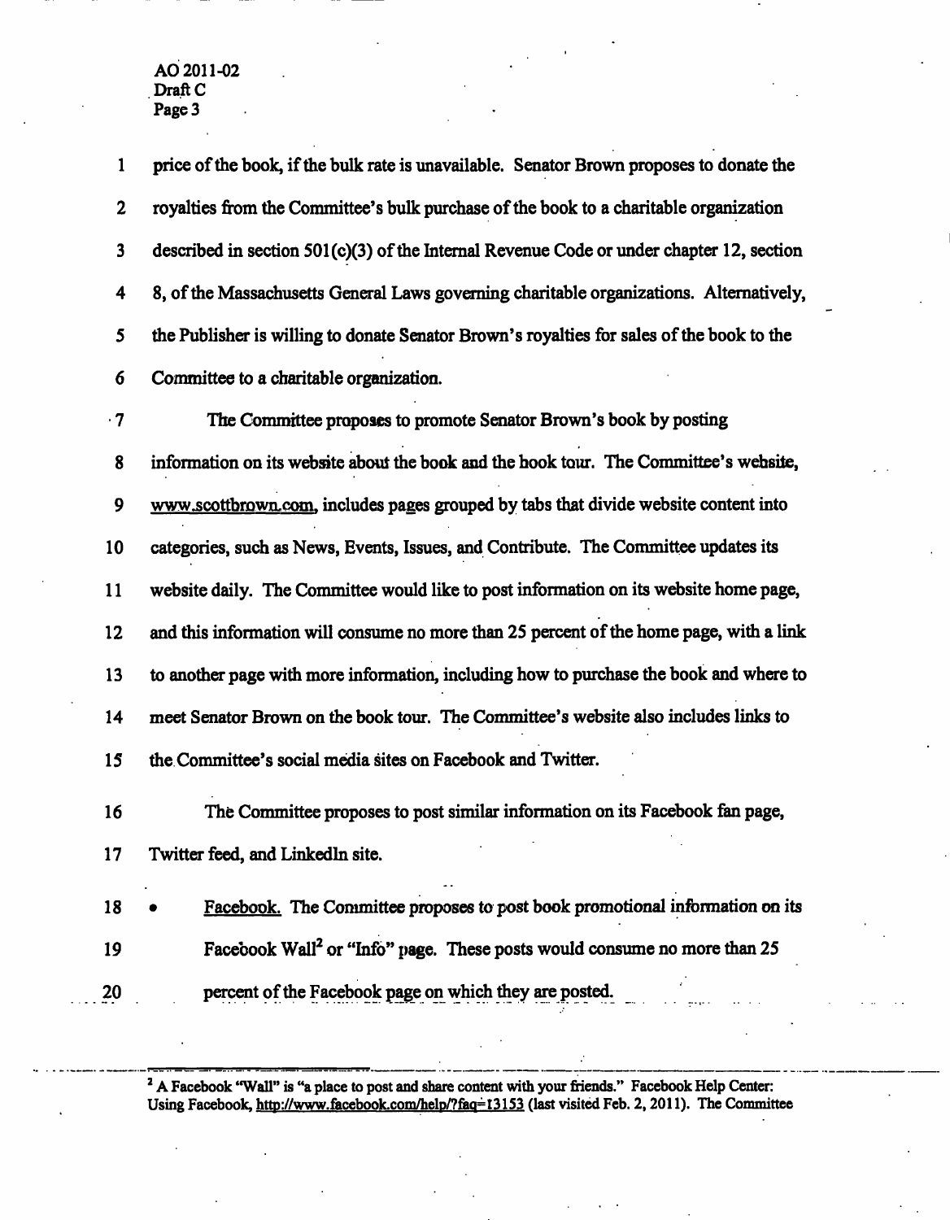price of the book, if the bulk rate is unavailable. Senator Brown proposes to donate the royalties from the Committee's bulk purchase of the book to a charitable organization described in section 501(c)(3) of the Internal Revenue Code or under chapter 12, section 8, of the Massachusetts General Laws governing charitable organizations. Alternatively, the Publisher is willing to donate Senator Brown's royalties for sales of the book to the Committee to a charitable organization.

The Committee proposes to promote Senator Brown's book by posting information on its website about the book and the book tour. The Committee's website, www.scottbrown.com, includes pages grouped by tabs that divide website content into categories, such as News, Events, Issues, and Contribute. The Committee updates its website daily. The Committee would like to post information on its website home page, and this information will consume no more than 25 percent of the home page, with a link to another page with more information, including how to purchase the book and where to meet Senator Brown on the book tour. The Committee's website also includes links to the Committee's social media sites on Facebook and Twitter.

The Committee proposes to post similar information on its Facebook fan page, Twitter feed, and LinkedIn site.

- Facebook. The Committee proposes to post book promotional information on its Facebook Wall[2] or "Info" page. These posts would consume no more than 25 percent of the Facebook page on which they are posted.

---

[2] A Facebook "Wall" is "a place to post and share content with your friends." Facebook Help Center: Using Facebook, http://www.facebook.com/help/?faq=13153 (last visited Feb. 2, 2011). The Committee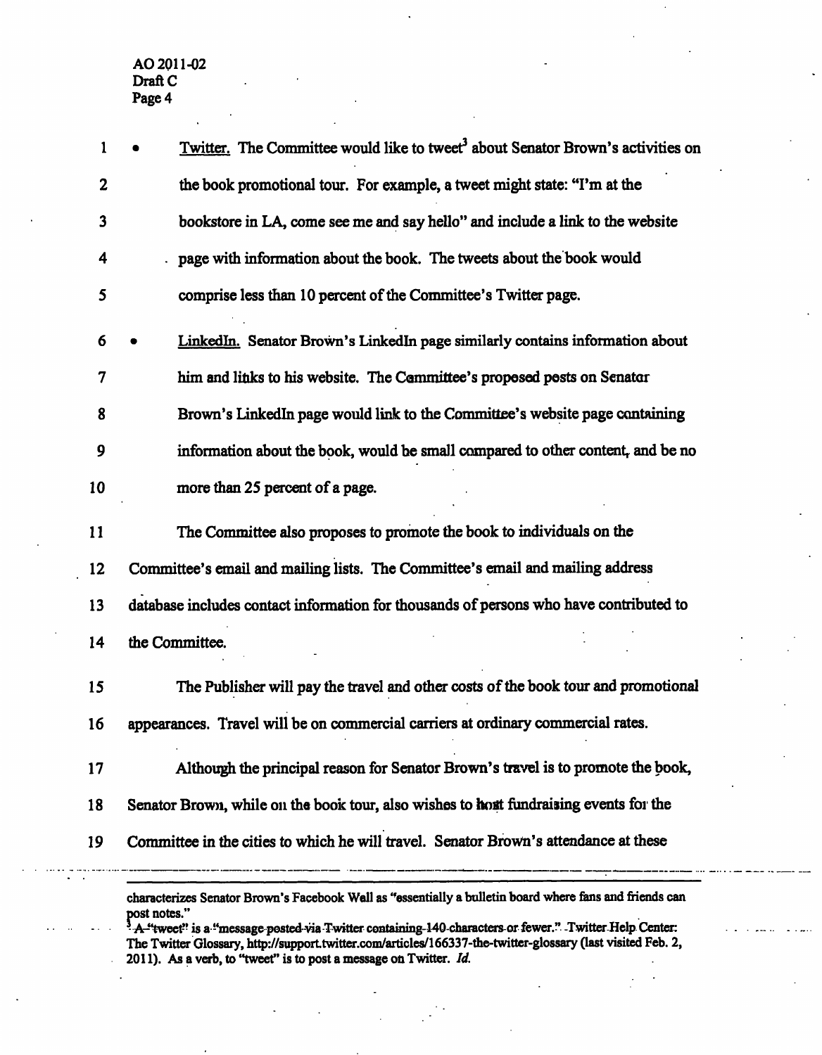- Twitter. The Committee would like to tweet[3] about Senator Brown's activities on the book promotional tour. For example, a tweet might state: "I'm at the bookstore in LA, come see me and say hello" and include a link to the website page with information about the book. The tweets about the book would comprise less than 10 percent of the Committee's Twitter page.

- LinkedIn. Senator Brown's LinkedIn page similarly contains information about him and links to his website. The Committee's proposed posts on Senator Brown's LinkedIn page would link to the Committee's website page containing information about the book, would be small compared to other content, and be no more than 25 percent of a page.

The Committee also proposes to promote the book to individuals on the Committee's email and mailing lists. The Committee's email and mailing address database includes contact information for thousands of persons who have contributed to the Committee.

The Publisher will pay the travel and other costs of the book tour and promotional appearances. Travel will be on commercial carriers at ordinary commercial rates.

Although the principal reason for Senator Brown's travel is to promote the book, Senator Brown, while on the book tour, also wishes to host fundraising events for the Committee in the cities to which he will travel. Senator Brown's attendance at these

---

characterizes Senator Brown's Facebook Wall as "essentially a bulletin board where fans and friends can post notes."

[3] A "tweet" is a "message posted via Twitter containing 140 characters or fewer." Twitter Help Center: The Twitter Glossary, http://support.twitter.com/articles/166337-the-twitter-glossary (last visited Feb. 2, 2011). As a verb, to "tweet" is to post a message on Twitter. *Id.*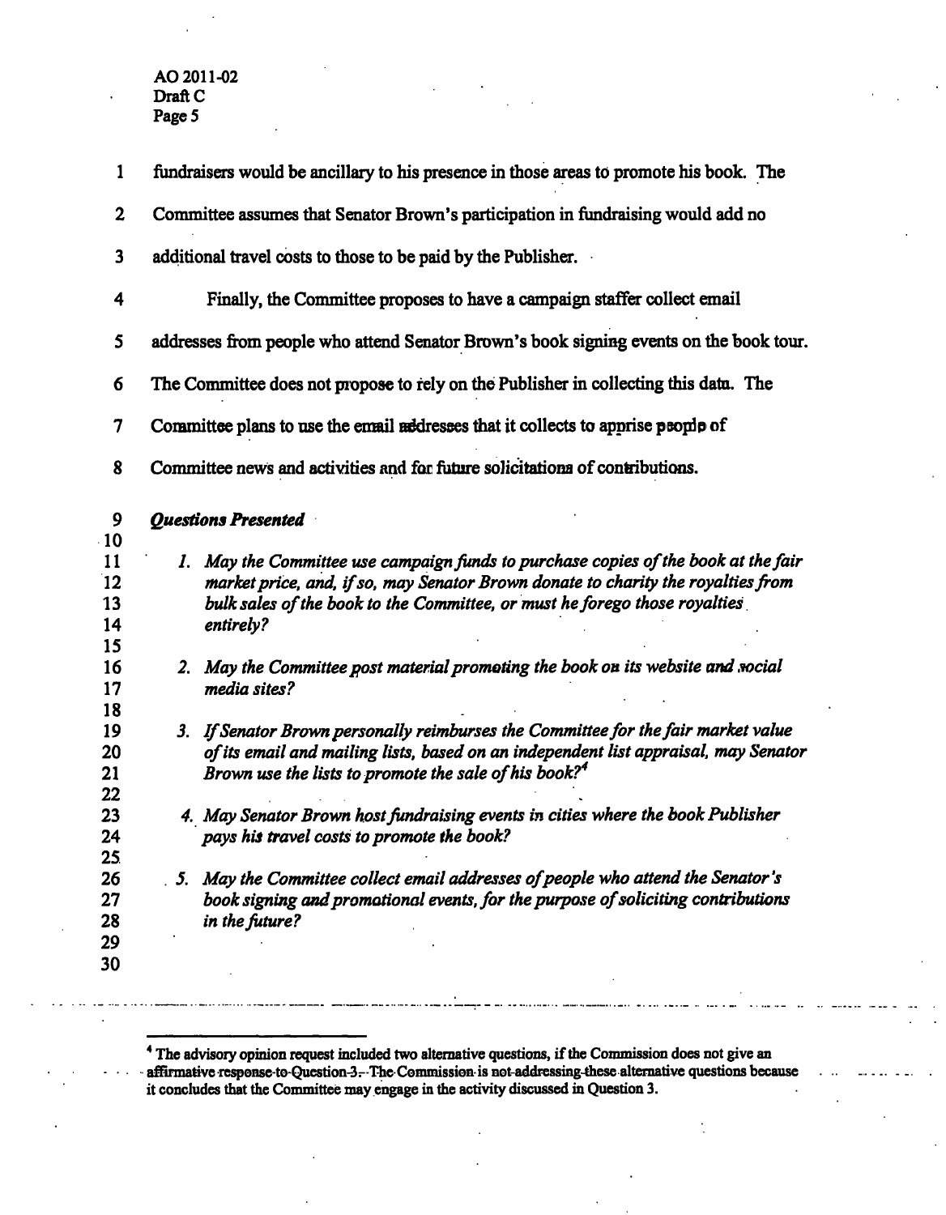fundraisers would be ancillary to his presence in those areas to promote his book. The Committee assumes that Senator Brown's participation in fundraising would add no additional travel costs to those to be paid by the Publisher.

Finally, the Committee proposes to have a campaign staffer collect email addresses from people who attend Senator Brown's book signing events on the book tour. The Committee does not propose to rely on the Publisher in collecting this data. The Committee plans to use the email addresses that it collects to apprise people of Committee news and activities and for future solicitations of contributions.

***Questions Presented***

1. *May the Committee use campaign funds to purchase copies of the book at the fair market price, and, if so, may Senator Brown donate to charity the royalties from bulk sales of the book to the Committee, or must he forego those royalties entirely?*

2. *May the Committee post material promoting the book on its website and social media sites?*

3. *If Senator Brown personally reimburses the Committee for the fair market value of its email and mailing lists, based on an independent list appraisal, may Senator Brown use the lists to promote the sale of his book?*[4]

4. *May Senator Brown host fundraising events in cities where the book Publisher pays his travel costs to promote the book?*

5. *May the Committee collect email addresses of people who attend the Senator's book signing and promotional events, for the purpose of soliciting contributions in the future?*

---

[4] The advisory opinion request included two alternative questions, if the Commission does not give an affirmative response to Question 3. The Commission is not addressing these alternative questions because it concludes that the Committee may engage in the activity discussed in Question 3.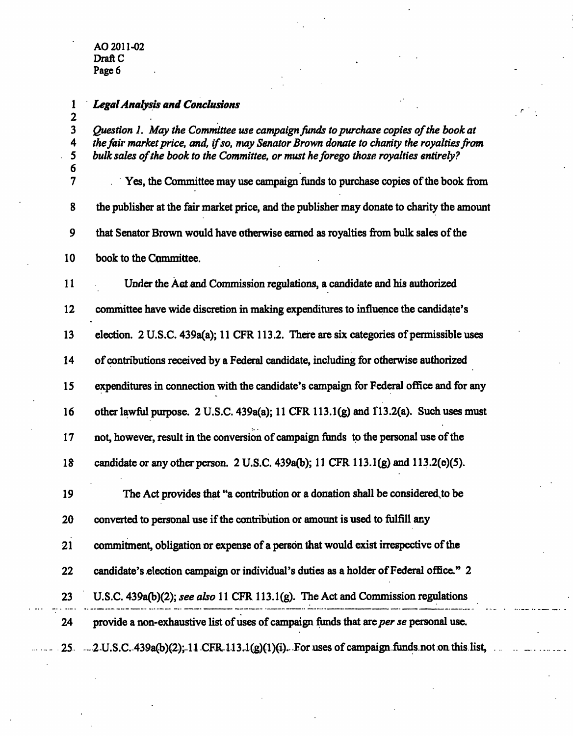***Legal Analysis and Conclusions***

*Question 1. May the Committee use campaign funds to purchase copies of the book at the fair market price, and, if so, may Senator Brown donate to charity the royalties from bulk sales of the book to the Committee, or must he forego those royalties entirely?*

Yes, the Committee may use campaign funds to purchase copies of the book from the publisher at the fair market price, and the publisher may donate to charity the amount that Senator Brown would have otherwise earned as royalties from bulk sales of the book to the Committee.

Under the Act and Commission regulations, a candidate and his authorized committee have wide discretion in making expenditures to influence the candidate's election. 2 U.S.C. 439a(a); 11 CFR 113.2. There are six categories of permissible uses of contributions received by a Federal candidate, including for otherwise authorized expenditures in connection with the candidate's campaign for Federal office and for any other lawful purpose. 2 U.S.C. 439a(a); 11 CFR 113.1(g) and 113.2(a). Such uses must not, however, result in the conversion of campaign funds to the personal use of the candidate or any other person. 2 U.S.C. 439a(b); 11 CFR 113.1(g) and 113.2(e)(5).

The Act provides that "a contribution or a donation shall be considered to be converted to personal use if the contribution or amount is used to fulfill any commitment, obligation or expense of a person that would exist irrespective of the candidate's election campaign or individual's duties as a holder of Federal office." 2 U.S.C. 439a(b)(2); *see also* 11 CFR 113.1(g). The Act and Commission regulations provide a non-exhaustive list of uses of campaign funds that are *per se* personal use. 2 U.S.C. 439a(b)(2); 11 CFR 113.1(g)(1)(i). For uses of campaign funds not on this list,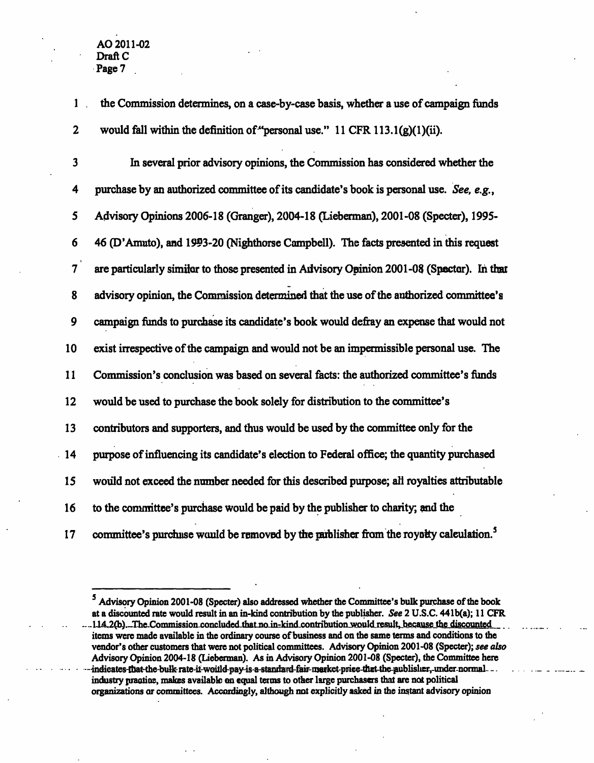the Commission determines, on a case-by-case basis, whether a use of campaign funds would fall within the definition of "personal use." 11 CFR 113.1(g)(1)(ii).

In several prior advisory opinions, the Commission has considered whether the purchase by an authorized committee of its candidate's book is personal use. *See, e.g.*, Advisory Opinions 2006-18 (Granger), 2004-18 (Lieberman), 2001-08 (Specter), 1995-46 (D'Amato), and 1993-20 (Nighthorse Campbell). The facts presented in this request are particularly similar to those presented in Advisory Opinion 2001-08 (Specter). In that advisory opinion, the Commission determined that the use of the authorized committee's campaign funds to purchase its candidate's book would defray an expense that would not exist irrespective of the campaign and would not be an impermissible personal use. The Commission's conclusion was based on several facts: the authorized committee's funds would be used to purchase the book solely for distribution to the committee's contributors and supporters, and thus would be used by the committee only for the purpose of influencing its candidate's election to Federal office; the quantity purchased would not exceed the number needed for this described purpose; all royalties attributable to the committee's purchase would be paid by the publisher to charity; and the committee's purchase would be removed by the publisher from the royalty calculation.[5]

---

[5] Advisory Opinion 2001-08 (Specter) also addressed whether the Committee's bulk purchase of the book at a discounted rate would result in an in-kind contribution by the publisher. *See* 2 U.S.C. 441b(a); 11 CFR 114.2(b). The Commission concluded that no in-kind contribution would result, because the discounted items were made available in the ordinary course of business and on the same terms and conditions to the vendor's other customers that were not political committees. Advisory Opinion 2001-08 (Specter); *see also* Advisory Opinion 2004-18 (Lieberman). As in Advisory Opinion 2001-08 (Specter), the Committee here indicates that the bulk rate it would pay is a standard fair market price that the publisher, under normal industry practice, makes available on equal terms to other large purchasers that are not political organizations or committees. Accordingly, although not explicitly asked in the instant advisory opinion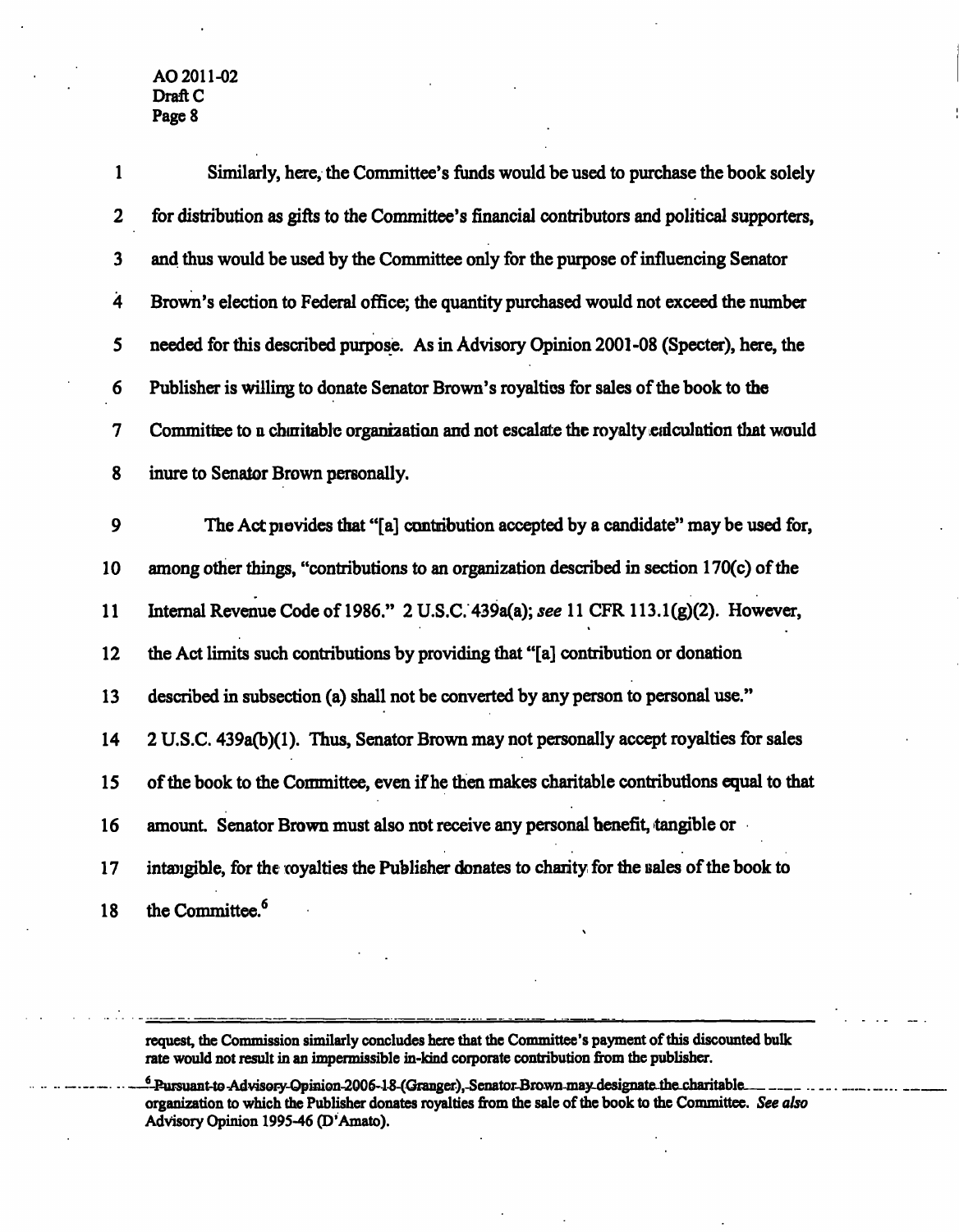Similarly, here, the Committee's funds would be used to purchase the book solely for distribution as gifts to the Committee's financial contributors and political supporters, and thus would be used by the Committee only for the purpose of influencing Senator Brown's election to Federal office; the quantity purchased would not exceed the number needed for this described purpose. As in Advisory Opinion 2001-08 (Specter), here, the Publisher is willing to donate Senator Brown's royalties for sales of the book to the Committee to a charitable organization and not escalate the royalty calculation that would inure to Senator Brown personally.

The Act provides that "[a] contribution accepted by a candidate" may be used for, among other things, "contributions to an organization described in section 170(c) of the Internal Revenue Code of 1986." 2 U.S.C. 439a(a); *see* 11 CFR 113.1(g)(2). However, the Act limits such contributions by providing that "[a] contribution or donation described in subsection (a) shall not be converted by any person to personal use." 2 U.S.C. 439a(b)(1). Thus, Senator Brown may not personally accept royalties for sales of the book to the Committee, even if he then makes charitable contributions equal to that amount. Senator Brown must also not receive any personal benefit, tangible or intangible, for the royalties the Publisher donates to charity for the sales of the book to the Committee.[6]

---

request, the Commission similarly concludes here that the Committee's payment of this discounted bulk rate would not result in an impermissible in-kind corporate contribution from the publisher.

[6] Pursuant to Advisory Opinion 2006-18 (Granger), Senator Brown may designate the charitable organization to which the Publisher donates royalties from the sale of the book to the Committee. *See also* Advisory Opinion 1995-46 (D'Amato).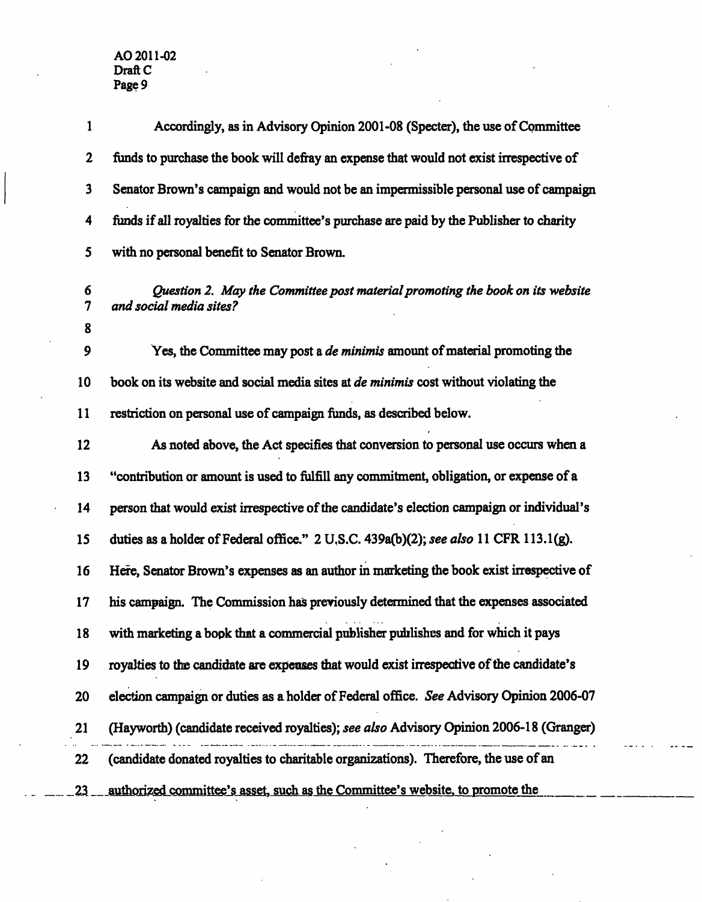Accordingly, as in Advisory Opinion 2001-08 (Specter), the use of Committee funds to purchase the book will defray an expense that would not exist irrespective of Senator Brown's campaign and would not be an impermissible personal use of campaign funds if all royalties for the committee's purchase are paid by the Publisher to charity with no personal benefit to Senator Brown.

*Question 2. May the Committee post material promoting the book on its website and social media sites?*

Yes, the Committee may post a *de minimis* amount of material promoting the book on its website and social media sites at *de minimis* cost without violating the restriction on personal use of campaign funds, as described below.

As noted above, the Act specifies that conversion to personal use occurs when a "contribution or amount is used to fulfill any commitment, obligation, or expense of a person that would exist irrespective of the candidate's election campaign or individual's duties as a holder of Federal office." 2 U.S.C. 439a(b)(2); *see also* 11 CFR 113.1(g). Here, Senator Brown's expenses as an author in marketing the book exist irrespective of his campaign. The Commission has previously determined that the expenses associated with marketing a book that a commercial publisher publishes and for which it pays royalties to the candidate are expenses that would exist irrespective of the candidate's election campaign or duties as a holder of Federal office. *See* Advisory Opinion 2006-07 (Hayworth) (candidate received royalties); *see also* Advisory Opinion 2006-18 (Granger) (candidate donated royalties to charitable organizations). Therefore, the use of an authorized committee's asset, such as the Committee's website, to promote the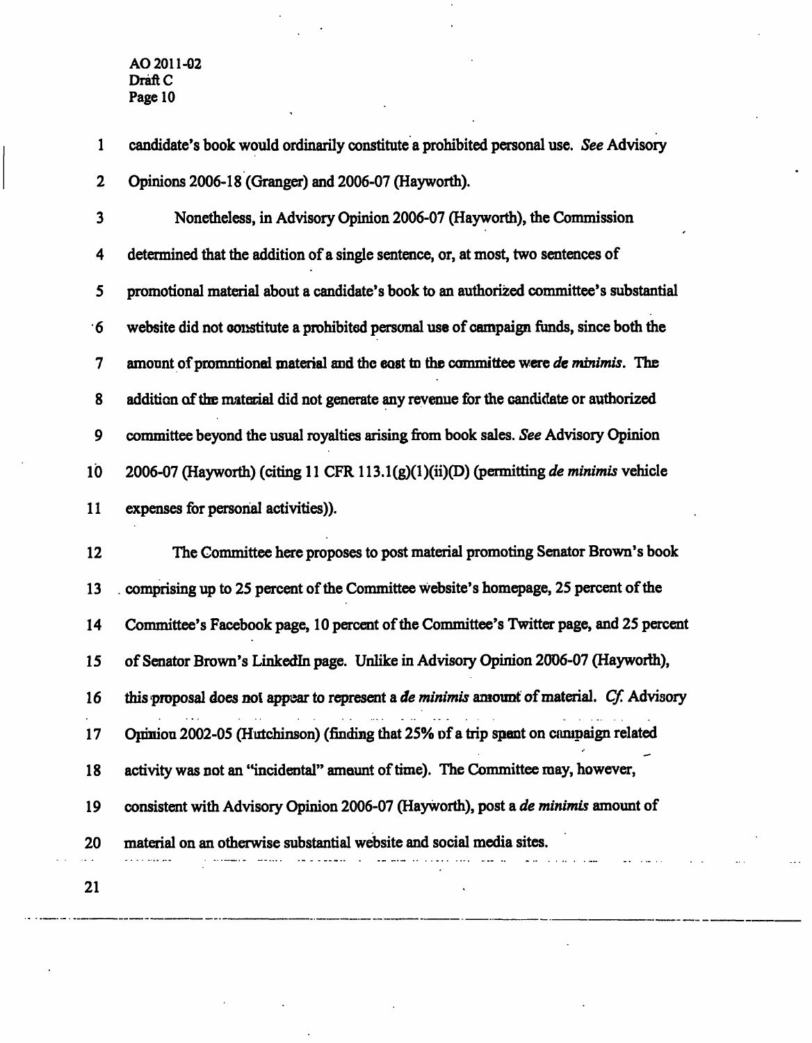candidate's book would ordinarily constitute a prohibited personal use. *See* Advisory Opinions 2006-18 (Granger) and 2006-07 (Hayworth).

Nonetheless, in Advisory Opinion 2006-07 (Hayworth), the Commission determined that the addition of a single sentence, or, at most, two sentences of promotional material about a candidate's book to an authorized committee's substantial website did not constitute a prohibited personal use of campaign funds, since both the amount of promotional material and the cost to the committee were *de minimis*. The addition of the material did not generate any revenue for the candidate or authorized committee beyond the usual royalties arising from book sales. *See* Advisory Opinion 2006-07 (Hayworth) (citing 11 CFR 113.1(g)(1)(ii)(D) (permitting *de minimis* vehicle expenses for personal activities)).

The Committee here proposes to post material promoting Senator Brown's book comprising up to 25 percent of the Committee website's homepage, 25 percent of the Committee's Facebook page, 10 percent of the Committee's Twitter page, and 25 percent of Senator Brown's LinkedIn page. Unlike in Advisory Opinion 2006-07 (Hayworth), this proposal does not appear to represent a *de minimis* amount of material. *Cf.* Advisory Opinion 2002-05 (Hutchinson) (finding that 25% of a trip spent on campaign related activity was not an "incidental" amount of time). The Committee may, however, consistent with Advisory Opinion 2006-07 (Hayworth), post a *de minimis* amount of material on an otherwise substantial website and social media sites.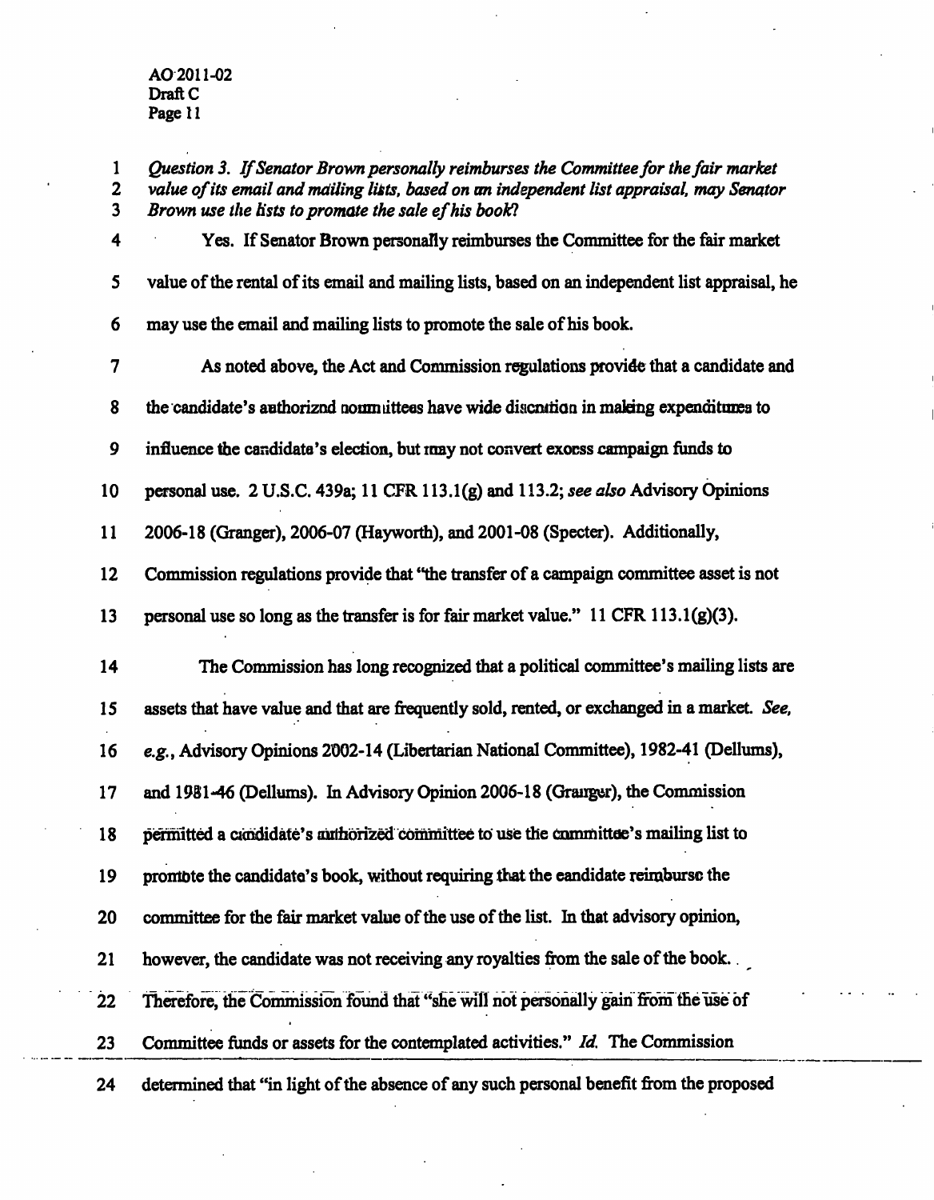*Question 3. If Senator Brown personally reimburses the Committee for the fair market value of its email and mailing lists, based on an independent list appraisal, may Senator Brown use the lists to promote the sale of his book?*

Yes. If Senator Brown personally reimburses the Committee for the fair market value of the rental of its email and mailing lists, based on an independent list appraisal, he may use the email and mailing lists to promote the sale of his book.

As noted above, the Act and Commission regulations provide that a candidate and the candidate's authorized committees have wide discretion in making expenditures to influence the candidate's election, but may not convert excess campaign funds to personal use. 2 U.S.C. 439a; 11 CFR 113.1(g) and 113.2; *see also* Advisory Opinions 2006-18 (Granger), 2006-07 (Hayworth), and 2001-08 (Specter). Additionally, Commission regulations provide that "the transfer of a campaign committee asset is not personal use so long as the transfer is for fair market value." 11 CFR 113.1(g)(3).

The Commission has long recognized that a political committee's mailing lists are assets that have value and that are frequently sold, rented, or exchanged in a market. *See, e.g.*, Advisory Opinions 2002-14 (Libertarian National Committee), 1982-41 (Dellums), and 1981-46 (Dellums). In Advisory Opinion 2006-18 (Granger), the Commission permitted a candidate's authorized committee to use the committee's mailing list to promote the candidate's book, without requiring that the candidate reimburse the committee for the fair market value of the use of the list. In that advisory opinion, however, the candidate was not receiving any royalties from the sale of the book. Therefore, the Commission found that "she will not personally gain from the use of Committee funds or assets for the contemplated activities." *Id.* The Commission determined that "in light of the absence of any such personal benefit from the proposed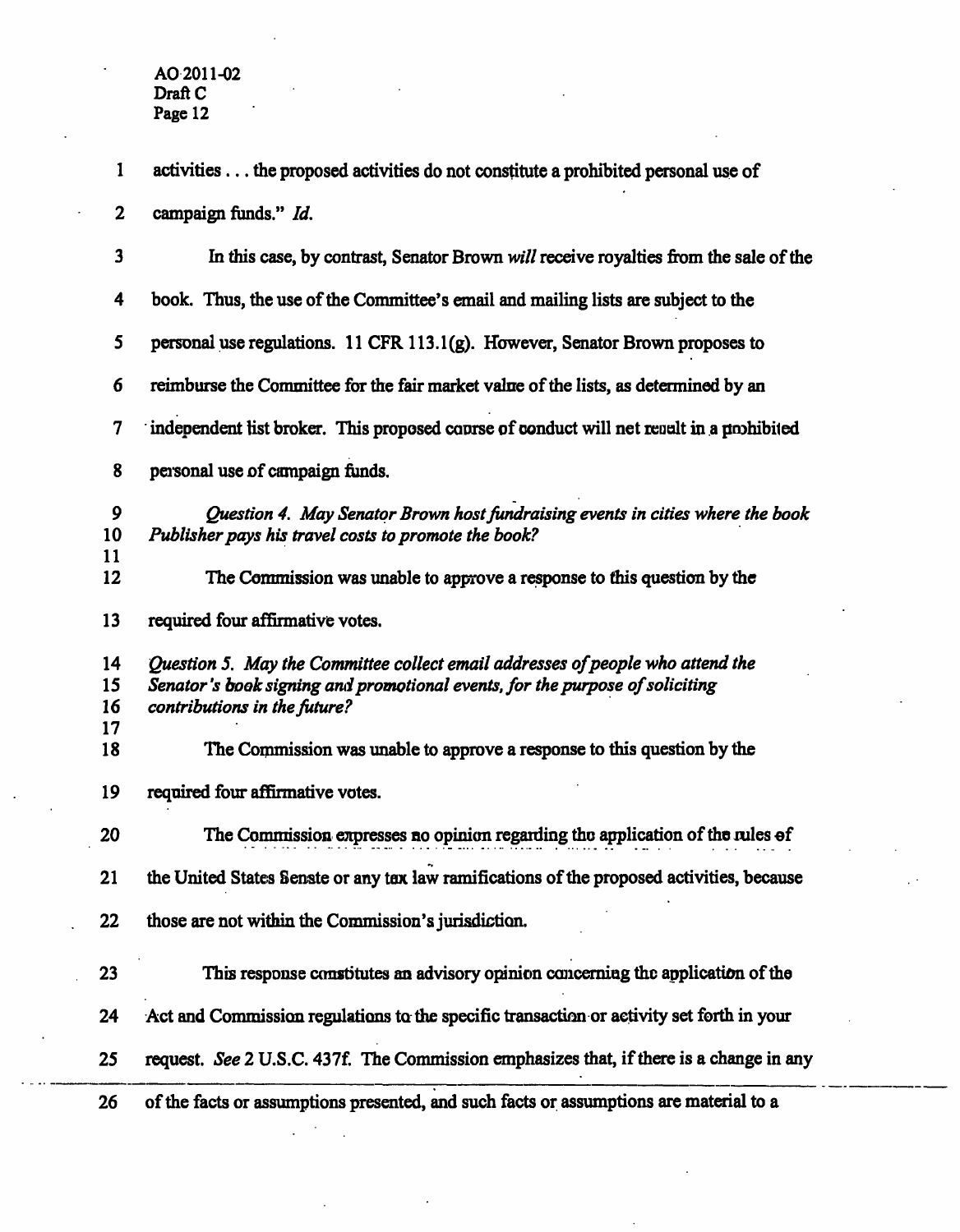activities . . . the proposed activities do not constitute a prohibited personal use of campaign funds." *Id.*

In this case, by contrast, Senator Brown *will* receive royalties from the sale of the book. Thus, the use of the Committee's email and mailing lists are subject to the personal use regulations. 11 CFR 113.1(g). However, Senator Brown proposes to reimburse the Committee for the fair market value of the lists, as determined by an independent list broker. This proposed course of conduct will not result in a prohibited personal use of campaign funds.

*Question 4. May Senator Brown host fundraising events in cities where the book Publisher pays his travel costs to promote the book?*

The Commission was unable to approve a response to this question by the required four affirmative votes.

*Question 5. May the Committee collect email addresses of people who attend the Senator's book signing and promotional events, for the purpose of soliciting contributions in the future?*

The Commission was unable to approve a response to this question by the required four affirmative votes.

The Commission expresses no opinion regarding the application of the rules of the United States Senate or any tax law ramifications of the proposed activities, because those are not within the Commission's jurisdiction.

This response constitutes an advisory opinion concerning the application of the Act and Commission regulations to the specific transaction or activity set forth in your request. *See* 2 U.S.C. 437f. The Commission emphasizes that, if there is a change in any of the facts or assumptions presented, and such facts or assumptions are material to a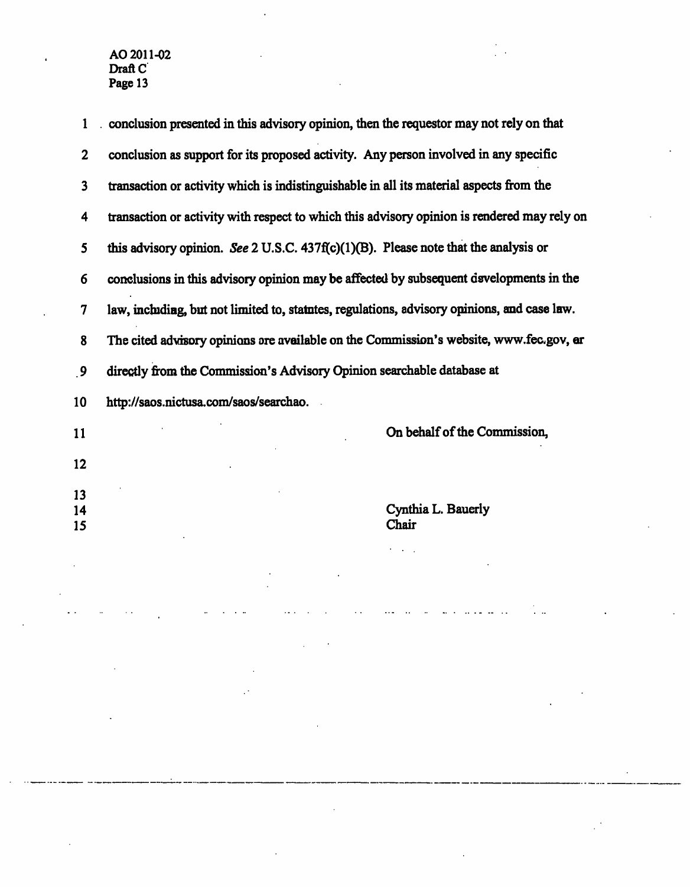conclusion presented in this advisory opinion, then the requestor may not rely on that conclusion as support for its proposed activity. Any person involved in any specific transaction or activity which is indistinguishable in all its material aspects from the transaction or activity with respect to which this advisory opinion is rendered may rely on this advisory opinion. *See* 2 U.S.C. 437f(c)(1)(B). Please note that the analysis or conclusions in this advisory opinion may be affected by subsequent developments in the law, including, but not limited to, statutes, regulations, advisory opinions, and case law. The cited advisory opinions are available on the Commission's website, www.fec.gov, or directly from the Commission's Advisory Opinion searchable database at http://saos.nictusa.com/saos/searchao.

On behalf of the Commission,

Cynthia L. Bauerly
Chair